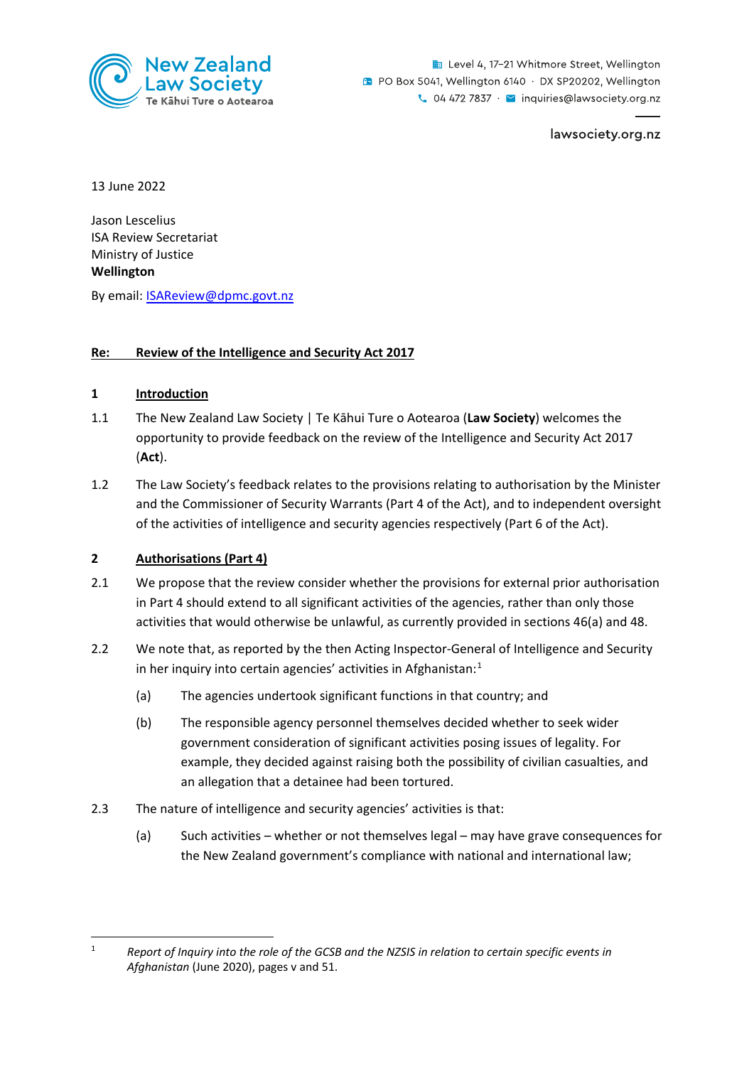New Zealand Law Society
Te Kāhui Ture o Aotearoa

Level 4, 17–21 Whitmore Street, Wellington
PO Box 5041, Wellington 6140 · DX SP20202, Wellington
04 472 7837 · inquiries@lawsociety.org.nz

lawsociety.org.nz

13 June 2022

Jason Lescelius
ISA Review Secretariat
Ministry of Justice
**Wellington**

By email: ISAReview@dpmc.govt.nz

**Re: Review of the Intelligence and Security Act 2017**

## 1 Introduction

1.1 The New Zealand Law Society | Te Kāhui Ture o Aotearoa (**Law Society**) welcomes the opportunity to provide feedback on the review of the Intelligence and Security Act 2017 (**Act**).

1.2 The Law Society's feedback relates to the provisions relating to authorisation by the Minister and the Commissioner of Security Warrants (Part 4 of the Act), and to independent oversight of the activities of intelligence and security agencies respectively (Part 6 of the Act).

## 2 Authorisations (Part 4)

2.1 We propose that the review consider whether the provisions for external prior authorisation in Part 4 should extend to all significant activities of the agencies, rather than only those activities that would otherwise be unlawful, as currently provided in sections 46(a) and 48.

2.2 We note that, as reported by the then Acting Inspector-General of Intelligence and Security in her inquiry into certain agencies' activities in Afghanistan:[1]

(a) The agencies undertook significant functions in that country; and

(b) The responsible agency personnel themselves decided whether to seek wider government consideration of significant activities posing issues of legality. For example, they decided against raising both the possibility of civilian casualties, and an allegation that a detainee had been tortured.

2.3 The nature of intelligence and security agencies' activities is that:

(a) Such activities – whether or not themselves legal – may have grave consequences for the New Zealand government's compliance with national and international law;

---

[1] *Report of Inquiry into the role of the GCSB and the NZSIS in relation to certain specific events in Afghanistan* (June 2020), pages v and 51.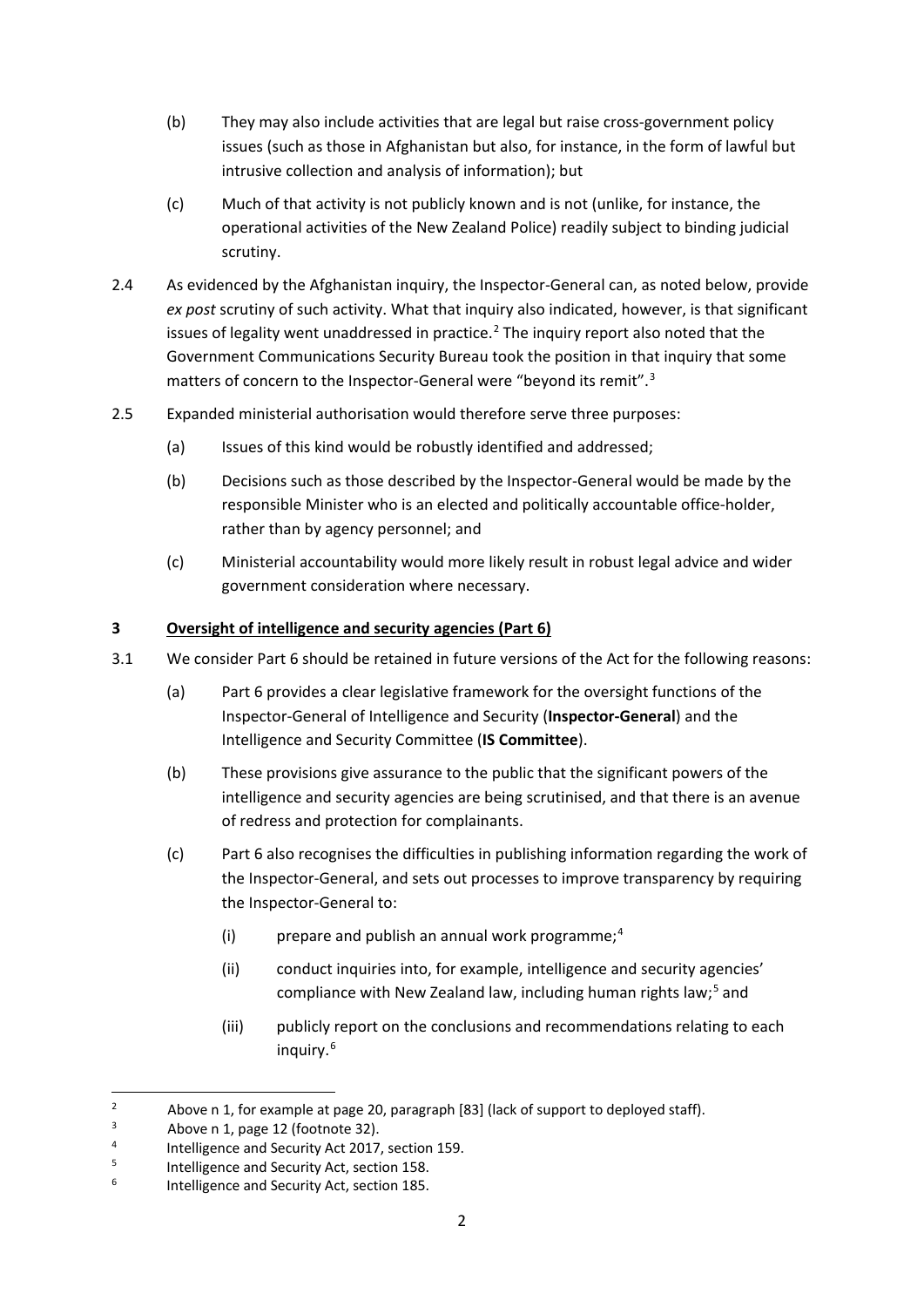(b) They may also include activities that are legal but raise cross-government policy issues (such as those in Afghanistan but also, for instance, in the form of lawful but intrusive collection and analysis of information); but

(c) Much of that activity is not publicly known and is not (unlike, for instance, the operational activities of the New Zealand Police) readily subject to binding judicial scrutiny.

2.4 As evidenced by the Afghanistan inquiry, the Inspector-General can, as noted below, provide *ex post* scrutiny of such activity. What that inquiry also indicated, however, is that significant issues of legality went unaddressed in practice.[2] The inquiry report also noted that the Government Communications Security Bureau took the position in that inquiry that some matters of concern to the Inspector-General were "beyond its remit".[3]

2.5 Expanded ministerial authorisation would therefore serve three purposes:

(a) Issues of this kind would be robustly identified and addressed;

(b) Decisions such as those described by the Inspector-General would be made by the responsible Minister who is an elected and politically accountable office-holder, rather than by agency personnel; and

(c) Ministerial accountability would more likely result in robust legal advice and wider government consideration where necessary.

## 3 <u>Oversight of intelligence and security agencies (Part 6)</u>

3.1 We consider Part 6 should be retained in future versions of the Act for the following reasons:

(a) Part 6 provides a clear legislative framework for the oversight functions of the Inspector-General of Intelligence and Security (**Inspector-General**) and the Intelligence and Security Committee (**IS Committee**).

(b) These provisions give assurance to the public that the significant powers of the intelligence and security agencies are being scrutinised, and that there is an avenue of redress and protection for complainants.

(c) Part 6 also recognises the difficulties in publishing information regarding the work of the Inspector-General, and sets out processes to improve transparency by requiring the Inspector-General to:

(i) prepare and publish an annual work programme;[4]

(ii) conduct inquiries into, for example, intelligence and security agencies' compliance with New Zealand law, including human rights law;[5] and

(iii) publicly report on the conclusions and recommendations relating to each inquiry.[6]

---

[2] Above n 1, for example at page 20, paragraph [83] (lack of support to deployed staff).

[3] Above n 1, page 12 (footnote 32).

[4] Intelligence and Security Act 2017, section 159.

[5] Intelligence and Security Act, section 158.

[6] Intelligence and Security Act, section 185.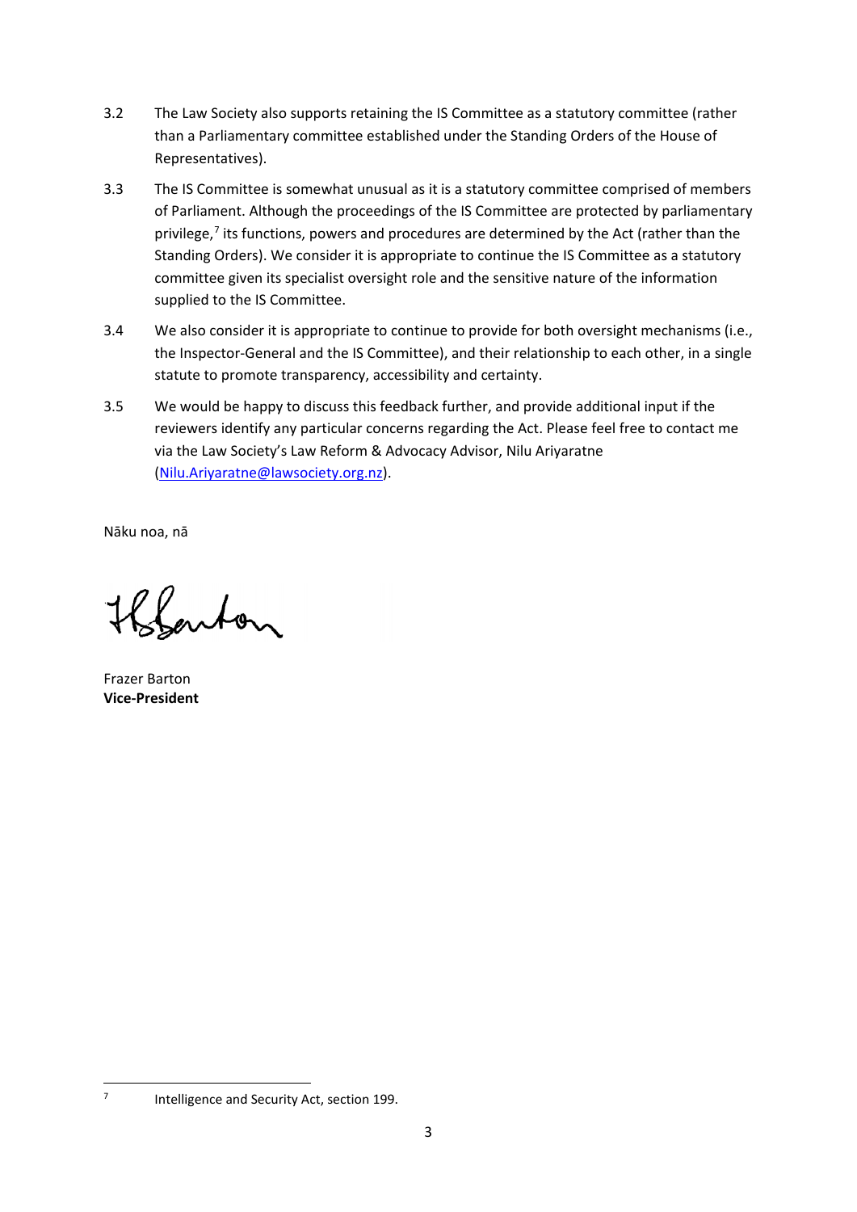3.2 The Law Society also supports retaining the IS Committee as a statutory committee (rather than a Parliamentary committee established under the Standing Orders of the House of Representatives).

3.3 The IS Committee is somewhat unusual as it is a statutory committee comprised of members of Parliament. Although the proceedings of the IS Committee are protected by parliamentary privilege,[7] its functions, powers and procedures are determined by the Act (rather than the Standing Orders). We consider it is appropriate to continue the IS Committee as a statutory committee given its specialist oversight role and the sensitive nature of the information supplied to the IS Committee.

3.4 We also consider it is appropriate to continue to provide for both oversight mechanisms (i.e., the Inspector-General and the IS Committee), and their relationship to each other, in a single statute to promote transparency, accessibility and certainty.

3.5 We would be happy to discuss this feedback further, and provide additional input if the reviewers identify any particular concerns regarding the Act. Please feel free to contact me via the Law Society's Law Reform & Advocacy Advisor, Nilu Ariyaratne (Nilu.Ariyaratne@lawsociety.org.nz).

Nāku noa, nā

Frazer Barton
**Vice-President**

[7] Intelligence and Security Act, section 199.